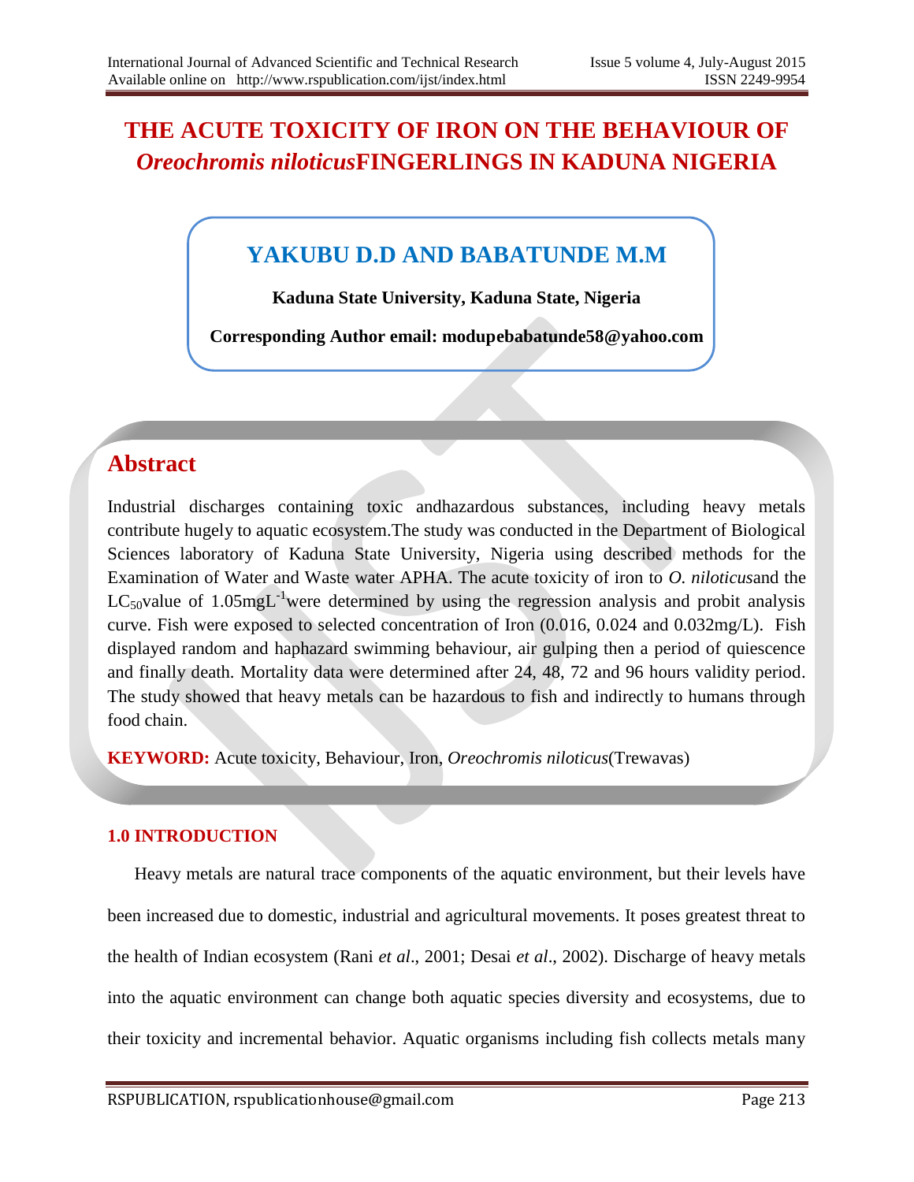# THE ACUTE TOXICITY OF IRON ON THE BEHAVIOUR OF *Oreochromis niloticus*FINGERLINGS IN KADUNA NIGERIA

## YAKUBU D.D AND BABATUNDE M.M

**Kaduna State University, Kaduna State, Nigeria**

**Corresponding Author email: modupebabatunde58@yahoo.com**

## Abstract

Industrial discharges containing toxic andhazardous substances, including heavy metals contribute hugely to aquatic ecosystem.The study was conducted in the Department of Biological Sciences laboratory of Kaduna State University, Nigeria using described methods for the Examination of Water and Waste water APHA. The acute toxicity of iron to *O. niloticus*and the $LC_{50}$value of 1.05mg$L^{-1}$were determined by using the regression analysis and probit analysis curve. Fish were exposed to selected concentration of Iron (0.016, 0.024 and 0.032mg/L). Fish displayed random and haphazard swimming behaviour, air gulping then a period of quiescence and finally death. Mortality data were determined after 24, 48, 72 and 96 hours validity period. The study showed that heavy metals can be hazardous to fish and indirectly to humans through food chain.

**KEYWORD:** Acute toxicity, Behaviour, Iron, *Oreochromis niloticus*(Trewavas)

## 1.0 INTRODUCTION

Heavy metals are natural trace components of the aquatic environment, but their levels have been increased due to domestic, industrial and agricultural movements. It poses greatest threat to the health of Indian ecosystem (Rani *et al*., 2001; Desai *et al*., 2002). Discharge of heavy metals into the aquatic environment can change both aquatic species diversity and ecosystems, due to their toxicity and incremental behavior. Aquatic organisms including fish collects metals many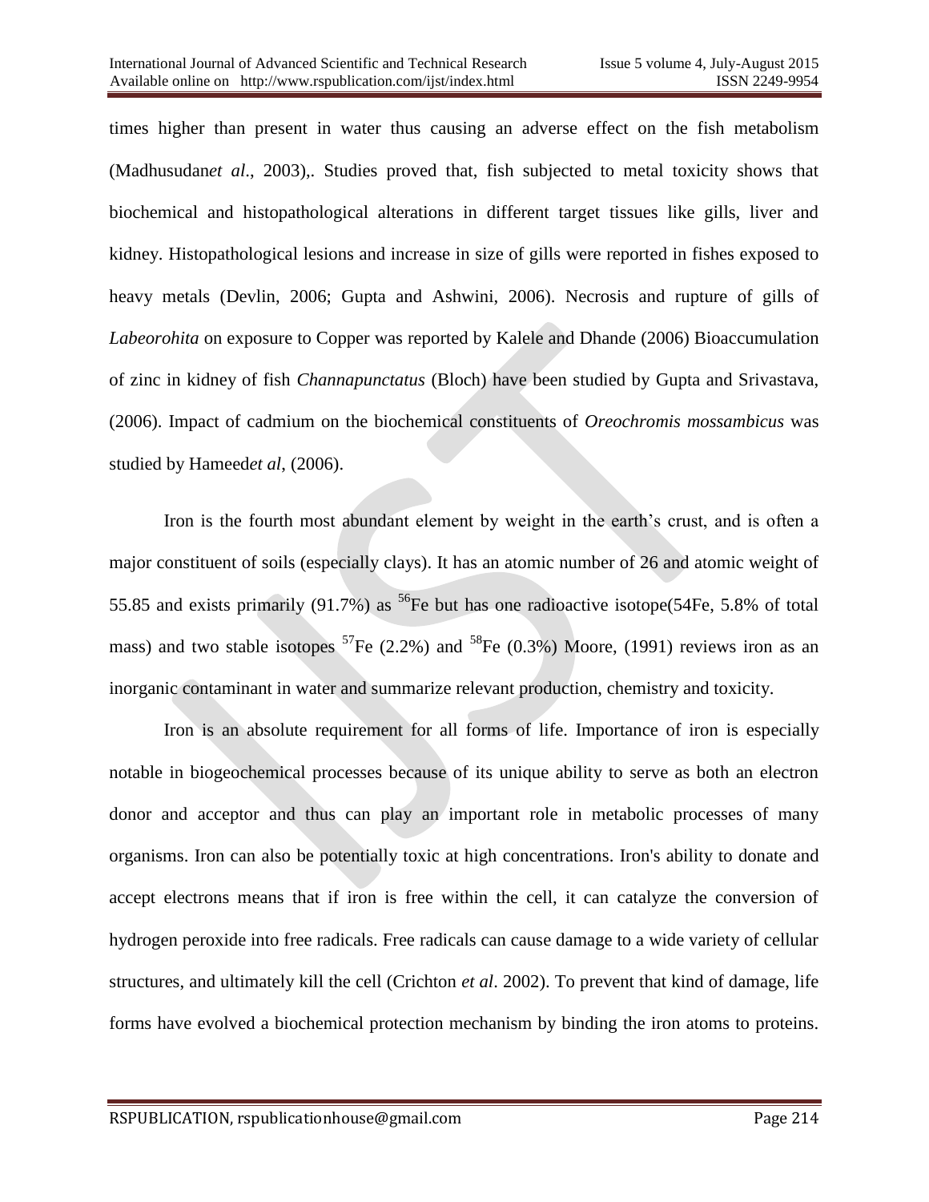times higher than present in water thus causing an adverse effect on the fish metabolism (Madhusudan*et al*., 2003),. Studies proved that, fish subjected to metal toxicity shows that biochemical and histopathological alterations in different target tissues like gills, liver and kidney. Histopathological lesions and increase in size of gills were reported in fishes exposed to heavy metals (Devlin, 2006; Gupta and Ashwini, 2006). Necrosis and rupture of gills of *Labeorohita* on exposure to Copper was reported by Kalele and Dhande (2006) Bioaccumulation of zinc in kidney of fish *Channapunctatus* (Bloch) have been studied by Gupta and Srivastava, (2006). Impact of cadmium on the biochemical constituents of *Oreochromis mossambicus* was studied by Hameed*et al*, (2006).

Iron is the fourth most abundant element by weight in the earth's crust, and is often a major constituent of soils (especially clays). It has an atomic number of 26 and atomic weight of 55.85 and exists primarily (91.7%) as $^{56}$Fe but has one radioactive isotope(54Fe, 5.8% of total mass) and two stable isotopes $^{57}$Fe (2.2%) and $^{58}$Fe (0.3%) Moore, (1991) reviews iron as an inorganic contaminant in water and summarize relevant production, chemistry and toxicity.

Iron is an absolute requirement for all forms of life. Importance of iron is especially notable in biogeochemical processes because of its unique ability to serve as both an electron donor and acceptor and thus can play an important role in metabolic processes of many organisms. Iron can also be potentially toxic at high concentrations. Iron's ability to donate and accept electrons means that if iron is free within the cell, it can catalyze the conversion of hydrogen peroxide into free radicals. Free radicals can cause damage to a wide variety of cellular structures, and ultimately kill the cell (Crichton *et al*. 2002). To prevent that kind of damage, life forms have evolved a biochemical protection mechanism by binding the iron atoms to proteins.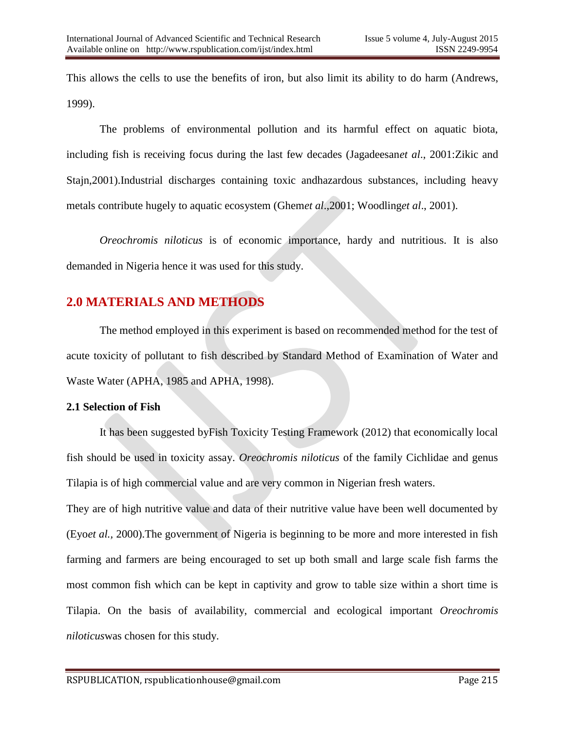This allows the cells to use the benefits of iron, but also limit its ability to do harm (Andrews, 1999).

The problems of environmental pollution and its harmful effect on aquatic biota, including fish is receiving focus during the last few decades (Jagadeesan*et al*., 2001:Zikic and Stajn,2001).Industrial discharges containing toxic andhazardous substances, including heavy metals contribute hugely to aquatic ecosystem (Ghem*et al*.,2001; Woodling*et al*., 2001).

*Oreochromis niloticus* is of economic importance, hardy and nutritious. It is also demanded in Nigeria hence it was used for this study.

## 2.0 MATERIALS AND METHODS

The method employed in this experiment is based on recommended method for the test of acute toxicity of pollutant to fish described by Standard Method of Examination of Water and Waste Water (APHA, 1985 and APHA, 1998).

### 2.1 Selection of Fish

It has been suggested byFish Toxicity Testing Framework (2012) that economically local fish should be used in toxicity assay. *Oreochromis niloticus* of the family Cichlidae and genus Tilapia is of high commercial value and are very common in Nigerian fresh waters.

They are of high nutritive value and data of their nutritive value have been well documented by (Eyo*et al.*, 2000).The government of Nigeria is beginning to be more and more interested in fish farming and farmers are being encouraged to set up both small and large scale fish farms the most common fish which can be kept in captivity and grow to table size within a short time is Tilapia. On the basis of availability, commercial and ecological important *Oreochromis niloticus*was chosen for this study.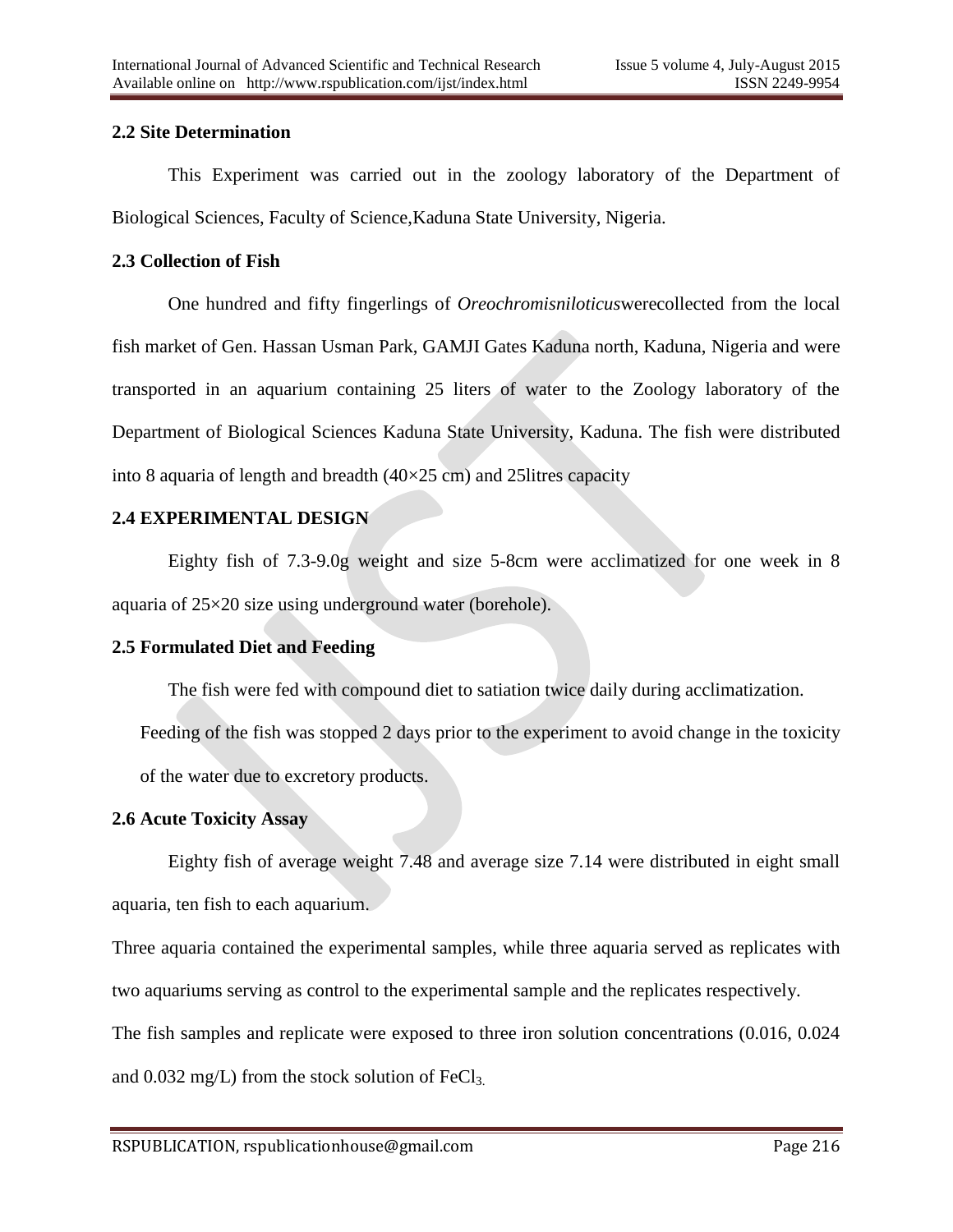### 2.2 Site Determination

This Experiment was carried out in the zoology laboratory of the Department of Biological Sciences, Faculty of Science,Kaduna State University, Nigeria.

### 2.3 Collection of Fish

One hundred and fifty fingerlings of *Oreochromisniloticus*werecollected from the local fish market of Gen. Hassan Usman Park, GAMJI Gates Kaduna north, Kaduna, Nigeria and were transported in an aquarium containing 25 liters of water to the Zoology laboratory of the Department of Biological Sciences Kaduna State University, Kaduna. The fish were distributed into 8 aquaria of length and breadth (40×25 cm) and 25litres capacity

### 2.4 EXPERIMENTAL DESIGN

Eighty fish of 7.3-9.0g weight and size 5-8cm were acclimatized for one week in 8 aquaria of 25×20 size using underground water (borehole).

### 2.5 Formulated Diet and Feeding

The fish were fed with compound diet to satiation twice daily during acclimatization.

Feeding of the fish was stopped 2 days prior to the experiment to avoid change in the toxicity of the water due to excretory products.

### 2.6 Acute Toxicity Assay

Eighty fish of average weight 7.48 and average size 7.14 were distributed in eight small aquaria, ten fish to each aquarium.

Three aquaria contained the experimental samples, while three aquaria served as replicates with two aquariums serving as control to the experimental sample and the replicates respectively.

The fish samples and replicate were exposed to three iron solution concentrations (0.016, 0.024 and 0.032 mg/L) from the stock solution of $FeCl_3$.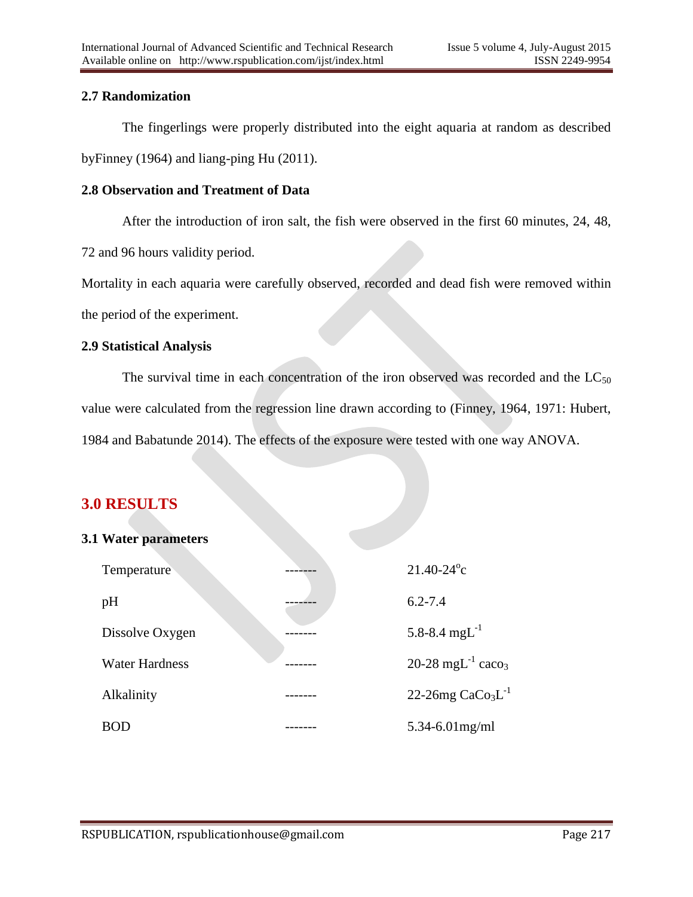### 2.7 Randomization

The fingerlings were properly distributed into the eight aquaria at random as described byFinney (1964) and liang-ping Hu (2011).

### 2.8 Observation and Treatment of Data

After the introduction of iron salt, the fish were observed in the first 60 minutes, 24, 48, 72 and 96 hours validity period.

Mortality in each aquaria were carefully observed, recorded and dead fish were removed within the period of the experiment.

### 2.9 Statistical Analysis

The survival time in each concentration of the iron observed was recorded and the $LC_{50}$ value were calculated from the regression line drawn according to (Finney, 1964, 1971: Hubert, 1984 and Babatunde 2014). The effects of the exposure were tested with one way ANOVA.

## 3.0 RESULTS

### 3.1 Water parameters

| | | |
|---|---|---|
| Temperature | ------- | 21.40-24$^{o}$c |
| pH | ------- | 6.2-7.4 |
| Dissolve Oxygen | ------- | 5.8-8.4 $mgL^{-1}$ |
| Water Hardness | ------- | 20-28 $mgL^{-1}$ $caco_3$ |
| Alkalinity | ------- | 22-26mg $CaCo_3L^{-1}$ |
| BOD | ------- | 5.34-6.01mg/ml |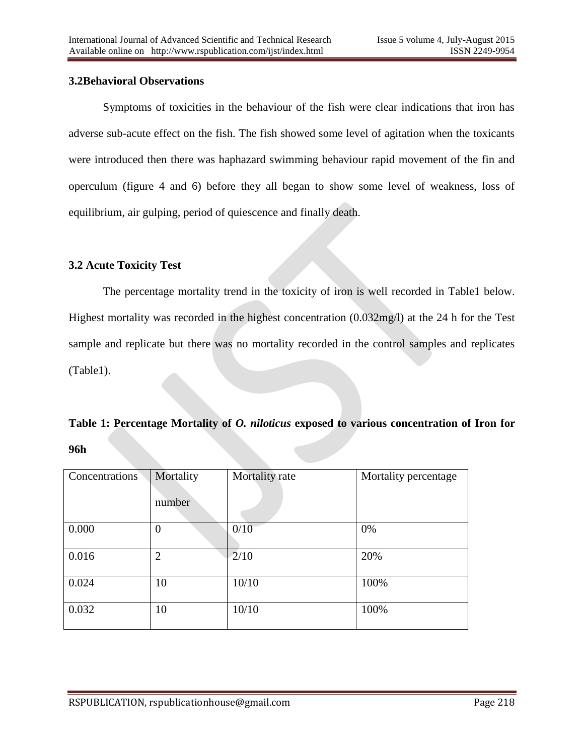### 3.2Behavioral Observations

Symptoms of toxicities in the behaviour of the fish were clear indications that iron has adverse sub-acute effect on the fish. The fish showed some level of agitation when the toxicants were introduced then there was haphazard swimming behaviour rapid movement of the fin and operculum (figure 4 and 6) before they all began to show some level of weakness, loss of equilibrium, air gulping, period of quiescence and finally death.

### 3.2 Acute Toxicity Test

The percentage mortality trend in the toxicity of iron is well recorded in Table1 below. Highest mortality was recorded in the highest concentration (0.032mg/l) at the 24 h for the Test sample and replicate but there was no mortality recorded in the control samples and replicates (Table1).

**Table 1: Percentage Mortality of *O. niloticus* exposed to various concentration of Iron for 96h**

| Concentrations | Mortality number | Mortality rate | Mortality percentage |
|---|---|---|---|
| 0.000 | 0 | 0/10 | 0% |
| 0.016 | 2 | 2/10 | 20% |
| 0.024 | 10 | 10/10 | 100% |
| 0.032 | 10 | 10/10 | 100% |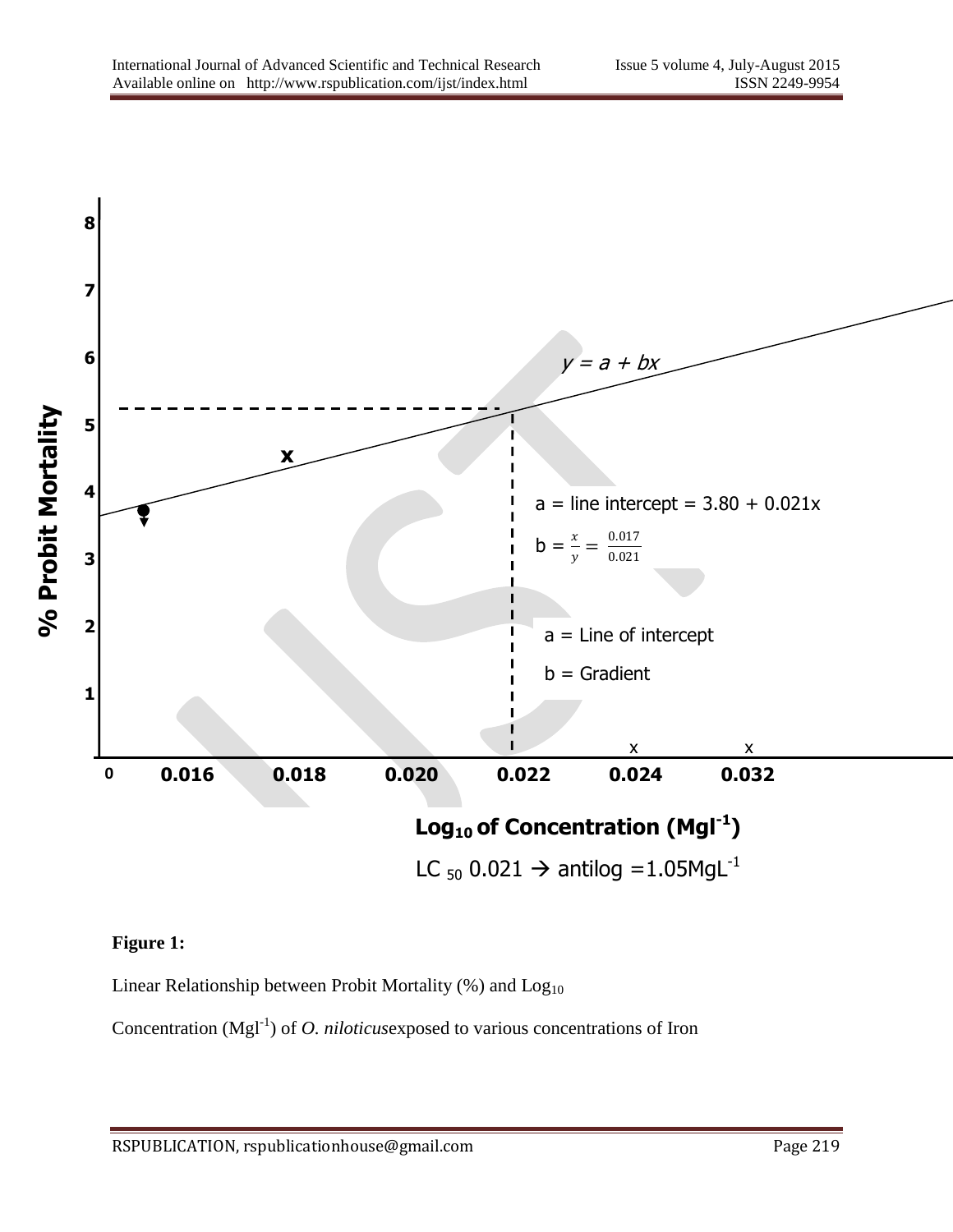**Figure 1:**

Linear Relationship between Probit Mortality (%) and $Log_{10}$

Concentration ($Mgl^{-1}$) of *O. niloticus*exposed to various concentrations of Iron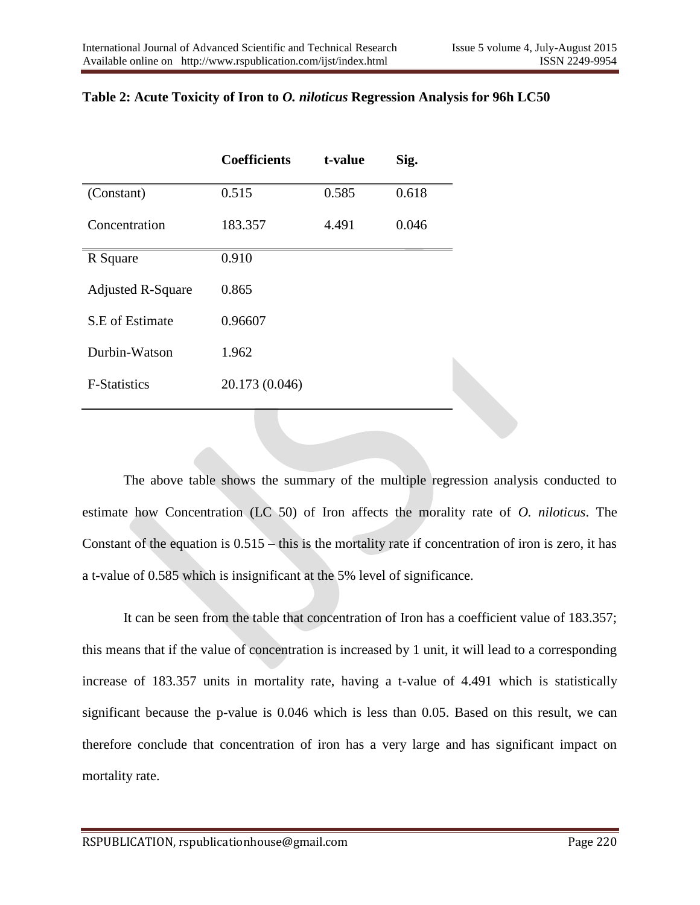**Table 2: Acute Toxicity of Iron to *O. niloticus* Regression Analysis for 96h LC50**

| | Coefficients | t-value | Sig. |
|---|---|---|---|
| (Constant) | 0.515 | 0.585 | 0.618 |
| Concentration | 183.357 | 4.491 | 0.046 |
| R Square | 0.910 | | |
| Adjusted R-Square | 0.865 | | |
| S.E of Estimate | 0.96607 | | |
| Durbin-Watson | 1.962 | | |
| F-Statistics | 20.173 (0.046) | | |

The above table shows the summary of the multiple regression analysis conducted to estimate how Concentration (LC 50) of Iron affects the morality rate of *O. niloticus*. The Constant of the equation is 0.515 – this is the mortality rate if concentration of iron is zero, it has a t-value of 0.585 which is insignificant at the 5% level of significance.

It can be seen from the table that concentration of Iron has a coefficient value of 183.357; this means that if the value of concentration is increased by 1 unit, it will lead to a corresponding increase of 183.357 units in mortality rate, having a t-value of 4.491 which is statistically significant because the p-value is 0.046 which is less than 0.05. Based on this result, we can therefore conclude that concentration of iron has a very large and has significant impact on mortality rate.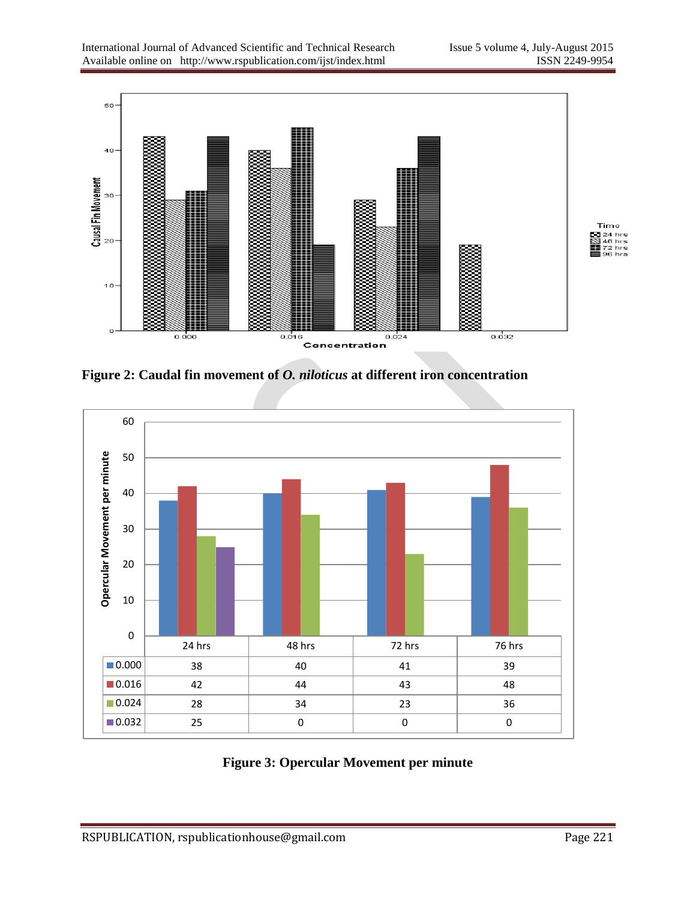Figure 2: Caudal fin movement of *O. niloticus* at different iron concentration

| | 24 hrs | 48 hrs | 72 hrs | 76 hrs |
|---|---|---|---|---|
| 0.000 | 38 | 40 | 41 | 39 |
| 0.016 | 42 | 44 | 43 | 48 |
| 0.024 | 28 | 34 | 23 | 36 |
| 0.032 | 25 | 0 | 0 | 0 |

**Figure 3: Opercular Movement per minute**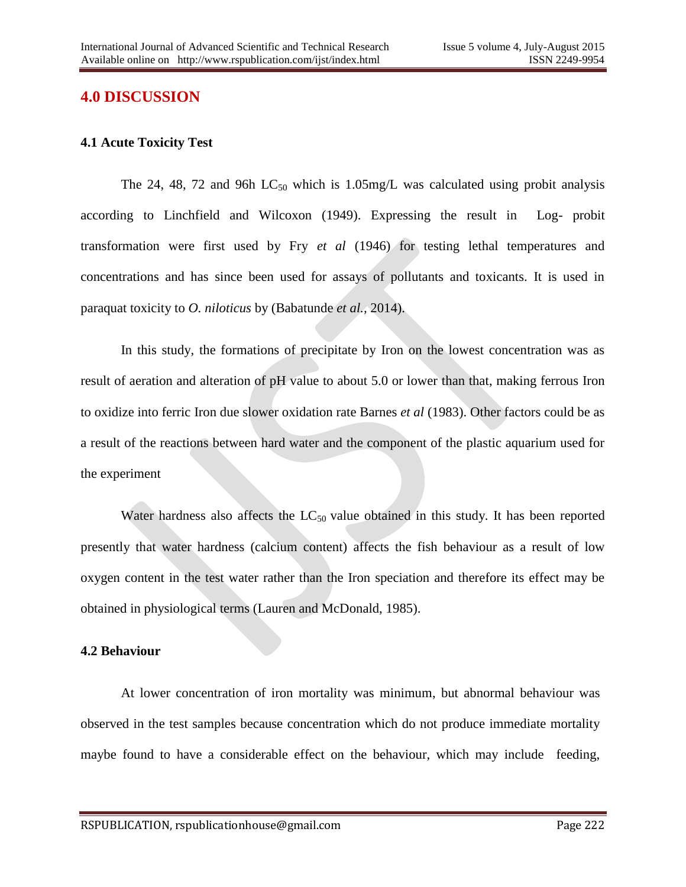## 4.0 DISCUSSION

### 4.1 Acute Toxicity Test

The 24, 48, 72 and 96h $LC_{50}$ which is 1.05mg/L was calculated using probit analysis according to Linchfield and Wilcoxon (1949). Expressing the result in Log- probit transformation were first used by Fry *et al* (1946) for testing lethal temperatures and concentrations and has since been used for assays of pollutants and toxicants. It is used in paraquat toxicity to *O. niloticus* by (Babatunde *et al.*, 2014).

In this study, the formations of precipitate by Iron on the lowest concentration was as result of aeration and alteration of pH value to about 5.0 or lower than that, making ferrous Iron to oxidize into ferric Iron due slower oxidation rate Barnes *et al* (1983). Other factors could be as a result of the reactions between hard water and the component of the plastic aquarium used for the experiment

Water hardness also affects the $LC_{50}$ value obtained in this study. It has been reported presently that water hardness (calcium content) affects the fish behaviour as a result of low oxygen content in the test water rather than the Iron speciation and therefore its effect may be obtained in physiological terms (Lauren and McDonald, 1985).

### 4.2 Behaviour

At lower concentration of iron mortality was minimum, but abnormal behaviour was observed in the test samples because concentration which do not produce immediate mortality maybe found to have a considerable effect on the behaviour, which may include feeding,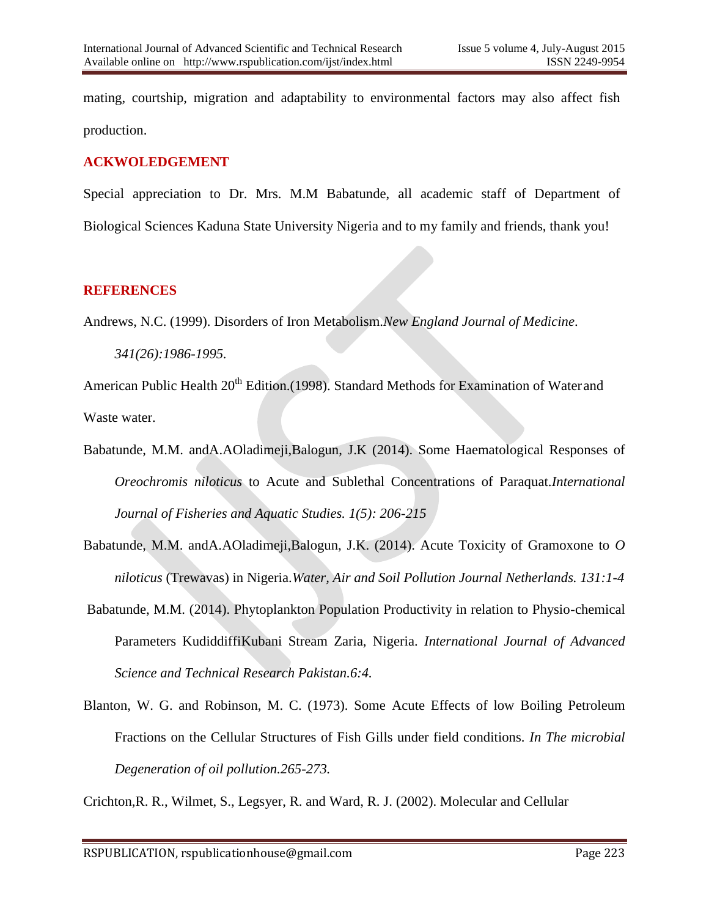mating, courtship, migration and adaptability to environmental factors may also affect fish production.

## ACKWOLEDGEMENT

Special appreciation to Dr. Mrs. M.M Babatunde, all academic staff of Department of Biological Sciences Kaduna State University Nigeria and to my family and friends, thank you!

## REFERENCES

Andrews, N.C. (1999). Disorders of Iron Metabolism.*New England Journal of Medicine*. *341(26):1986-1995.*

American Public Health 20th Edition.(1998). Standard Methods for Examination of Water and Waste water.

Babatunde, M.M. andA.AOladimeji,Balogun, J.K (2014). Some Haematological Responses of *Oreochromis niloticus* to Acute and Sublethal Concentrations of Paraquat.*International Journal of Fisheries and Aquatic Studies. 1(5): 206-215*

Babatunde, M.M. andA.AOladimeji,Balogun, J.K. (2014). Acute Toxicity of Gramoxone to *O niloticus* (Trewavas) in Nigeria.*Water, Air and Soil Pollution Journal Netherlands. 131:1-4*

Babatunde, M.M. (2014). Phytoplankton Population Productivity in relation to Physio-chemical Parameters KudiddiffiKubani Stream Zaria, Nigeria. *International Journal of Advanced Science and Technical Research Pakistan.6:4.*

Blanton, W. G. and Robinson, M. C. (1973). Some Acute Effects of low Boiling Petroleum Fractions on the Cellular Structures of Fish Gills under field conditions. *In The microbial Degeneration of oil pollution.265-273.*

Crichton,R. R., Wilmet, S., Legsyer, R. and Ward, R. J. (2002). Molecular and Cellular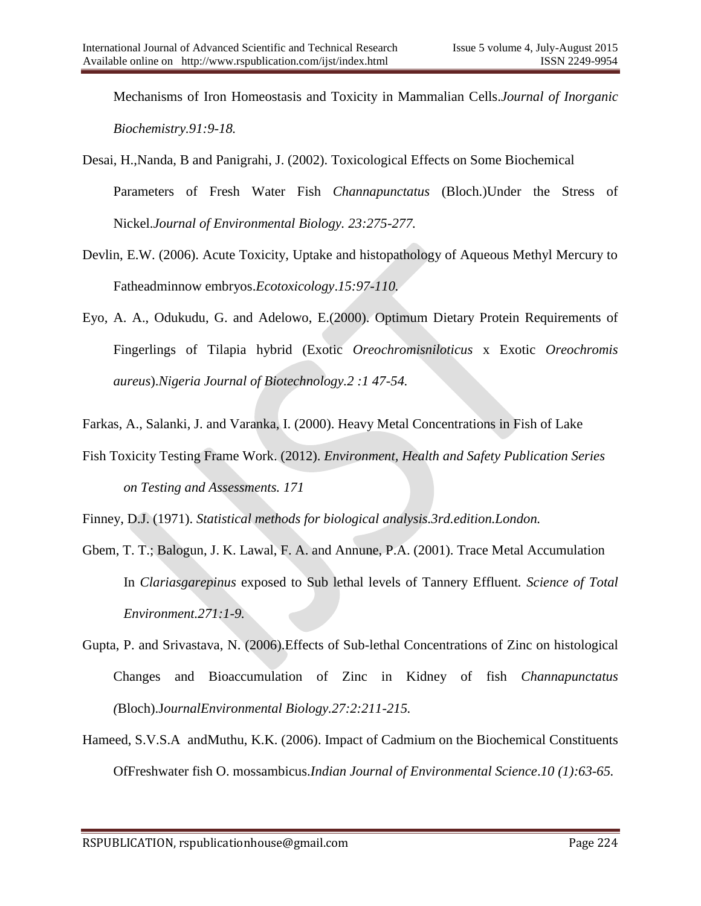Mechanisms of Iron Homeostasis and Toxicity in Mammalian Cells.*Journal of Inorganic Biochemistry.91:9-18.*

Desai, H.,Nanda, B and Panigrahi, J. (2002). Toxicological Effects on Some Biochemical Parameters of Fresh Water Fish *Channapunctatus* (Bloch.)Under the Stress of Nickel.*Journal of Environmental Biology. 23:275-277.*

Devlin, E.W. (2006). Acute Toxicity, Uptake and histopathology of Aqueous Methyl Mercury to Fatheadminnow embryos.*Ecotoxicology*.*15:97-110.*

Eyo, A. A., Odukudu, G. and Adelowo, E.(2000). Optimum Dietary Protein Requirements of Fingerlings of Tilapia hybrid (Exotic *Oreochromisniloticus* x Exotic *Oreochromis aureus*).*Nigeria Journal of Biotechnology.2 :1 47-54.*

Farkas, A., Salanki, J. and Varanka, I. (2000). Heavy Metal Concentrations in Fish of Lake

Fish Toxicity Testing Frame Work. (2012). *Environment, Health and Safety Publication Series on Testing and Assessments. 171*

Finney, D.J. (1971). *Statistical methods for biological analysis.3rd.edition.London.*

Gbem, T. T.; Balogun, J. K. Lawal, F. A. and Annune, P.A. (2001). Trace Metal Accumulation In *Clariasgarepinus* exposed to Sub lethal levels of Tannery Effluent*. Science of Total Environment.271:1-9.*

Gupta, P. and Srivastava, N. (2006).Effects of Sub-lethal Concentrations of Zinc on histological Changes and Bioaccumulation of Zinc in Kidney of fish *Channapunctatus (*Bloch).J*ournalEnvironmental Biology.27:2:211-215.*

Hameed, S.V.S.A andMuthu, K.K. (2006). Impact of Cadmium on the Biochemical Constituents OfFreshwater fish O. mossambicus.*Indian Journal of Environmental Science*.*10 (1):63-65.*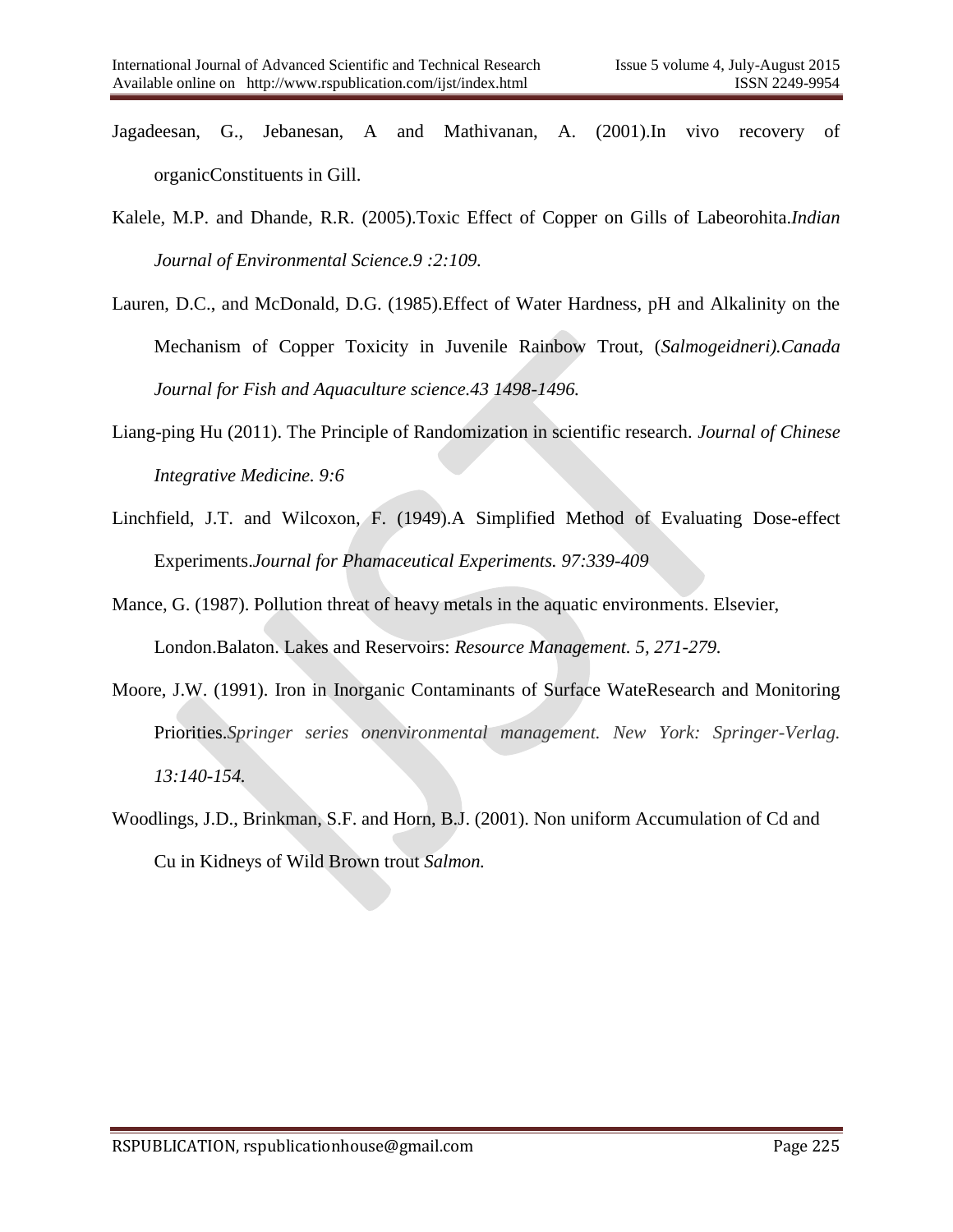Jagadeesan, G., Jebanesan, A and Mathivanan, A. (2001).In vivo recovery of organicConstituents in Gill.

Kalele, M.P. and Dhande, R.R. (2005).Toxic Effect of Copper on Gills of Labeorohita.*Indian Journal of Environmental Science.9 :2:109.*

Lauren, D.C., and McDonald, D.G. (1985).Effect of Water Hardness, pH and Alkalinity on the Mechanism of Copper Toxicity in Juvenile Rainbow Trout, (*Salmogeidneri).Canada Journal for Fish and Aquaculture science.43 1498-1496.*

Liang-ping Hu (2011). The Principle of Randomization in scientific research. *Journal of Chinese Integrative Medicine. 9:6*

Linchfield, J.T. and Wilcoxon, F. (1949).A Simplified Method of Evaluating Dose-effect Experiments.*Journal for Phamaceutical Experiments. 97:339-409*

Mance, G. (1987). Pollution threat of heavy metals in the aquatic environments. Elsevier, London.Balaton. Lakes and Reservoirs: *Resource Management. 5, 271-279.*

Moore, J.W. (1991). Iron in Inorganic Contaminants of Surface WateResearch and Monitoring Priorities.*Springer series onenvironmental management. New York: Springer-Verlag. 13:140-154.*

Woodlings, J.D., Brinkman, S.F. and Horn, B.J. (2001). Non uniform Accumulation of Cd and Cu in Kidneys of Wild Brown trout *Salmon.*